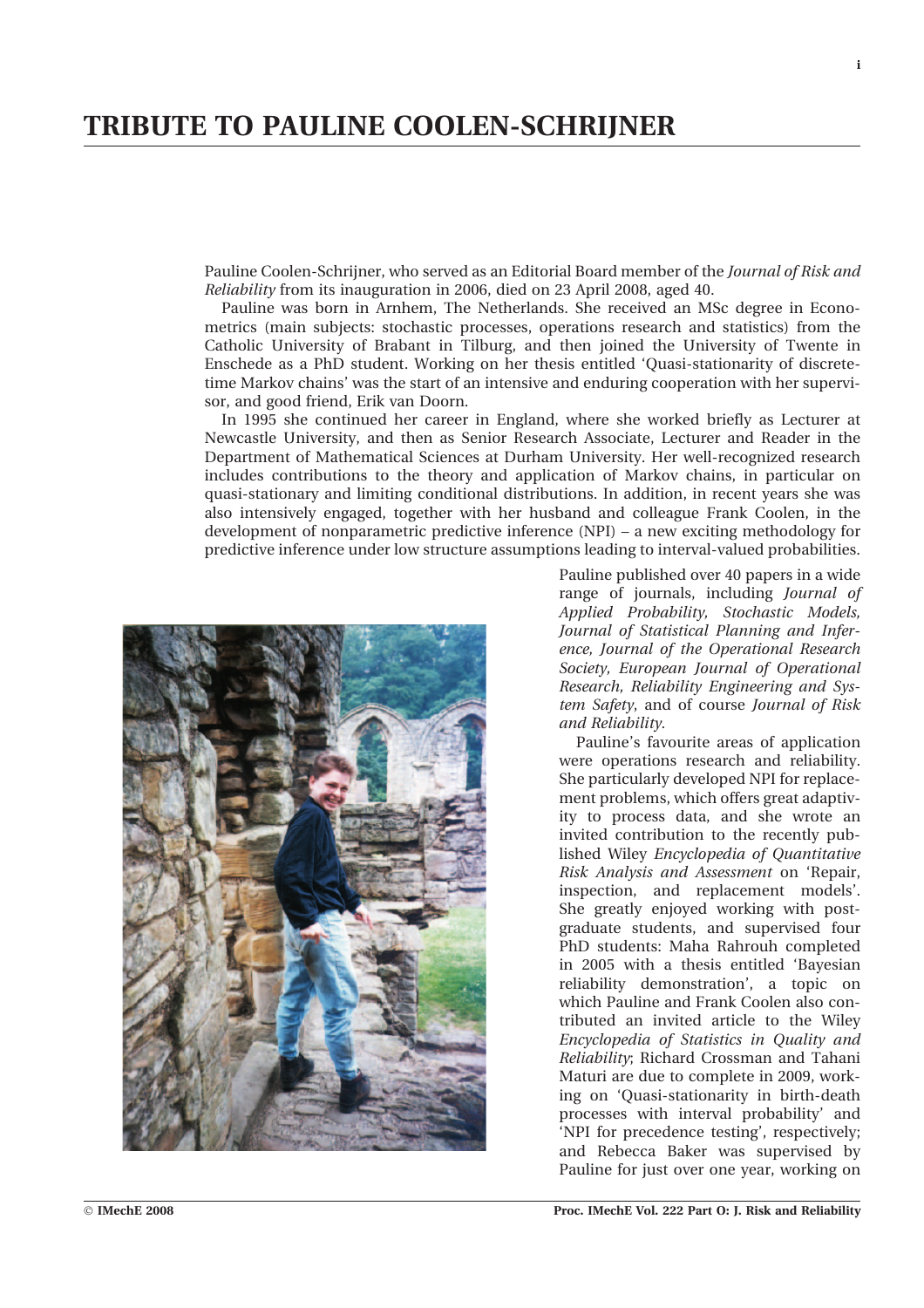# TRIBUTE TO PAULINE COOLEN-SCHRIJNER

Pauline Coolen-Schrijner, who served as an Editorial Board member of the *Journal of Risk and Reliability* from its inauguration in 2006, died on 23 April 2008, aged 40.

Pauline was born in Arnhem, The Netherlands. She received an MSc degree in Econometrics (main subjects: stochastic processes, operations research and statistics) from the Catholic University of Brabant in Tilburg, and then joined the University of Twente in Enschede as a PhD student. Working on her thesis entitled 'Quasi-stationarity of discrete-time Markov chains' was the start of an intensive and enduring cooperation with her supervisor, and good friend, Erik van Doorn.

In 1995 she continued her career in England, where she worked briefly as Lecturer at Newcastle University, and then as Senior Research Associate, Lecturer and Reader in the Department of Mathematical Sciences at Durham University. Her well-recognized research includes contributions to the theory and application of Markov chains, in particular on quasi-stationary and limiting conditional distributions. In addition, in recent years she was also intensively engaged, together with her husband and colleague Frank Coolen, in the development of nonparametric predictive inference (NPI) – a new exciting methodology for predictive inference under low structure assumptions leading to interval-valued probabilities.

Pauline published over 40 papers in a wide range of journals, including *Journal of Applied Probability, Stochastic Models, Journal of Statistical Planning and Inference, Journal of the Operational Research Society, European Journal of Operational Research, Reliability Engineering and System Safety*, and of course *Journal of Risk and Reliability*.

Pauline's favourite areas of application were operations research and reliability. She particularly developed NPI for replacement problems, which offers great adaptivity to process data, and she wrote an invited contribution to the recently published Wiley *Encyclopedia of Quantitative Risk Analysis and Assessment* on 'Repair, inspection, and replacement models'. She greatly enjoyed working with postgraduate students, and supervised four PhD students: Maha Rahrouh completed in 2005 with a thesis entitled 'Bayesian reliability demonstration', a topic on which Pauline and Frank Coolen also contributed an invited article to the Wiley *Encyclopedia of Statistics in Quality and Reliability*; Richard Crossman and Tahani Maturi are due to complete in 2009, working on 'Quasi-stationarity in birth-death processes with interval probability' and 'NPI for precedence testing', respectively; and Rebecca Baker was supervised by Pauline for just over one year, working on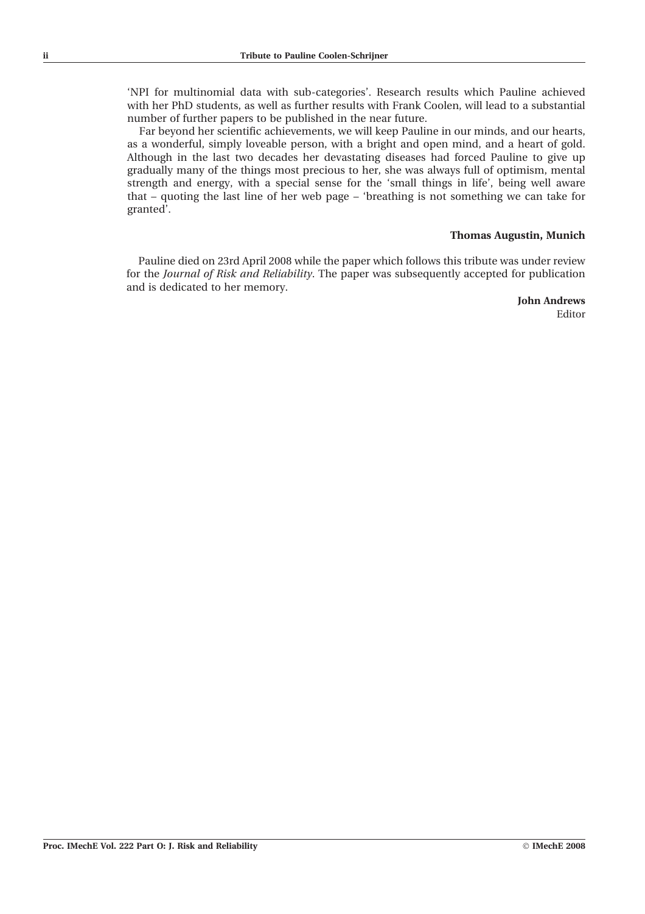'NPI for multinomial data with sub-categories'. Research results which Pauline achieved with her PhD students, as well as further results with Frank Coolen, will lead to a substantial number of further papers to be published in the near future.

Far beyond her scientific achievements, we will keep Pauline in our minds, and our hearts, as a wonderful, simply loveable person, with a bright and open mind, and a heart of gold. Although in the last two decades her devastating diseases had forced Pauline to give up gradually many of the things most precious to her, she was always full of optimism, mental strength and energy, with a special sense for the 'small things in life', being well aware that – quoting the last line of her web page – 'breathing is not something we can take for granted'.

**Thomas Augustin, Munich**

Pauline died on 23rd April 2008 while the paper which follows this tribute was under review for the *Journal of Risk and Reliability*. The paper was subsequently accepted for publication and is dedicated to her memory.

**John Andrews**
Editor